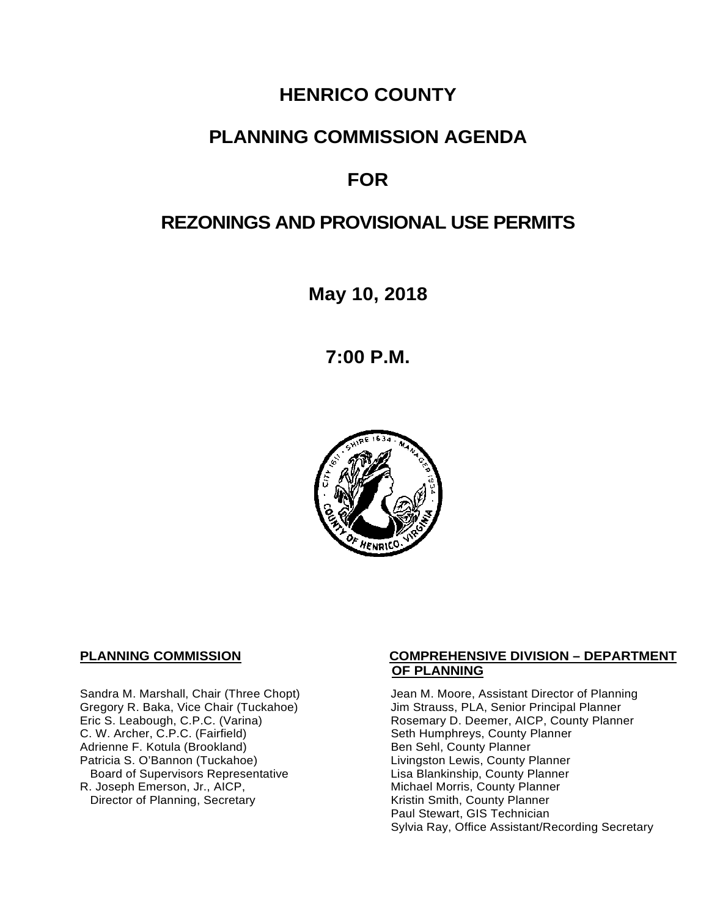# HENRICO COUNTY

## PLANNING COMMISSION AGENDA

## FOR

## REZONINGS AND PROVISIONAL USE PERMITS

**May 10, 2018**

**7:00 P.M.**

**PLANNING COMMISSION**

Sandra M. Marshall, Chair (Three Chopt)
Gregory R. Baka, Vice Chair (Tuckahoe)
Eric S. Leabough, C.P.C. (Varina)
C. W. Archer, C.P.C. (Fairfield)
Adrienne F. Kotula (Brookland)
Patricia S. O'Bannon (Tuckahoe)
Board of Supervisors Representative
R. Joseph Emerson, Jr., AICP,
Director of Planning, Secretary

**COMPREHENSIVE DIVISION – DEPARTMENT OF PLANNING**

Jean M. Moore, Assistant Director of Planning
Jim Strauss, PLA, Senior Principal Planner
Rosemary D. Deemer, AICP, County Planner
Seth Humphreys, County Planner
Ben Sehl, County Planner
Livingston Lewis, County Planner
Lisa Blankinship, County Planner
Michael Morris, County Planner
Kristin Smith, County Planner
Paul Stewart, GIS Technician
Sylvia Ray, Office Assistant/Recording Secretary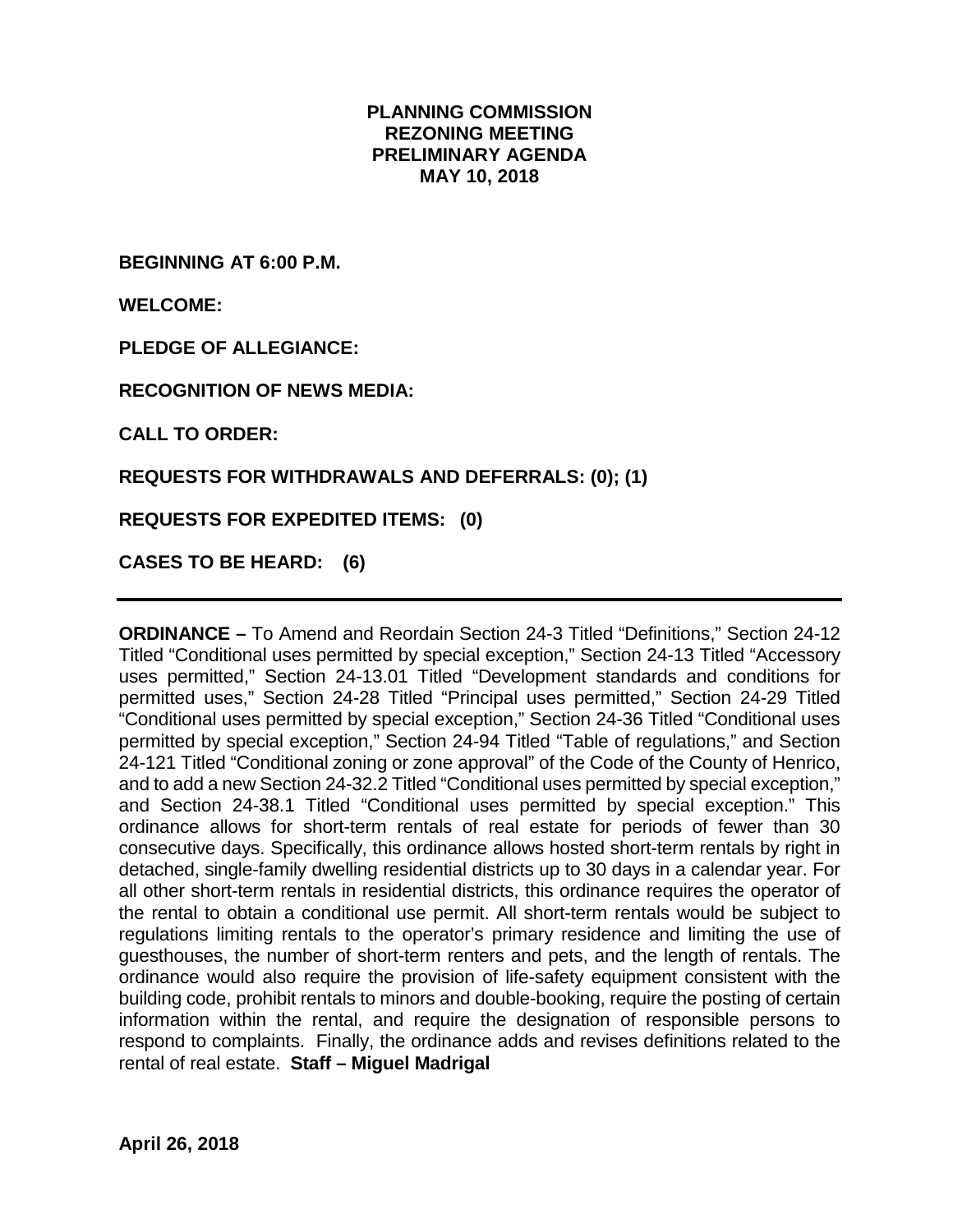# PLANNING COMMISSION
## REZONING MEETING
## PRELIMINARY AGENDA
## MAY 10, 2018

**BEGINNING AT 6:00 P.M.**

**WELCOME:**

**PLEDGE OF ALLEGIANCE:**

**RECOGNITION OF NEWS MEDIA:**

**CALL TO ORDER:**

**REQUESTS FOR WITHDRAWALS AND DEFERRALS: (0); (1)**

**REQUESTS FOR EXPEDITED ITEMS: (0)**

**CASES TO BE HEARD: (6)**

---

**ORDINANCE –** To Amend and Reordain Section 24-3 Titled "Definitions," Section 24-12 Titled "Conditional uses permitted by special exception," Section 24-13 Titled "Accessory uses permitted," Section 24-13.01 Titled "Development standards and conditions for permitted uses," Section 24-28 Titled "Principal uses permitted," Section 24-29 Titled "Conditional uses permitted by special exception," Section 24-36 Titled "Conditional uses permitted by special exception," Section 24-94 Titled "Table of regulations," and Section 24-121 Titled "Conditional zoning or zone approval" of the Code of the County of Henrico, and to add a new Section 24-32.2 Titled "Conditional uses permitted by special exception," and Section 24-38.1 Titled "Conditional uses permitted by special exception." This ordinance allows for short-term rentals of real estate for periods of fewer than 30 consecutive days. Specifically, this ordinance allows hosted short-term rentals by right in detached, single-family dwelling residential districts up to 30 days in a calendar year. For all other short-term rentals in residential districts, this ordinance requires the operator of the rental to obtain a conditional use permit. All short-term rentals would be subject to regulations limiting rentals to the operator's primary residence and limiting the use of guesthouses, the number of short-term renters and pets, and the length of rentals. The ordinance would also require the provision of life-safety equipment consistent with the building code, prohibit rentals to minors and double-booking, require the posting of certain information within the rental, and require the designation of responsible persons to respond to complaints. Finally, the ordinance adds and revises definitions related to the rental of real estate. **Staff – Miguel Madrigal**

**April 26, 2018**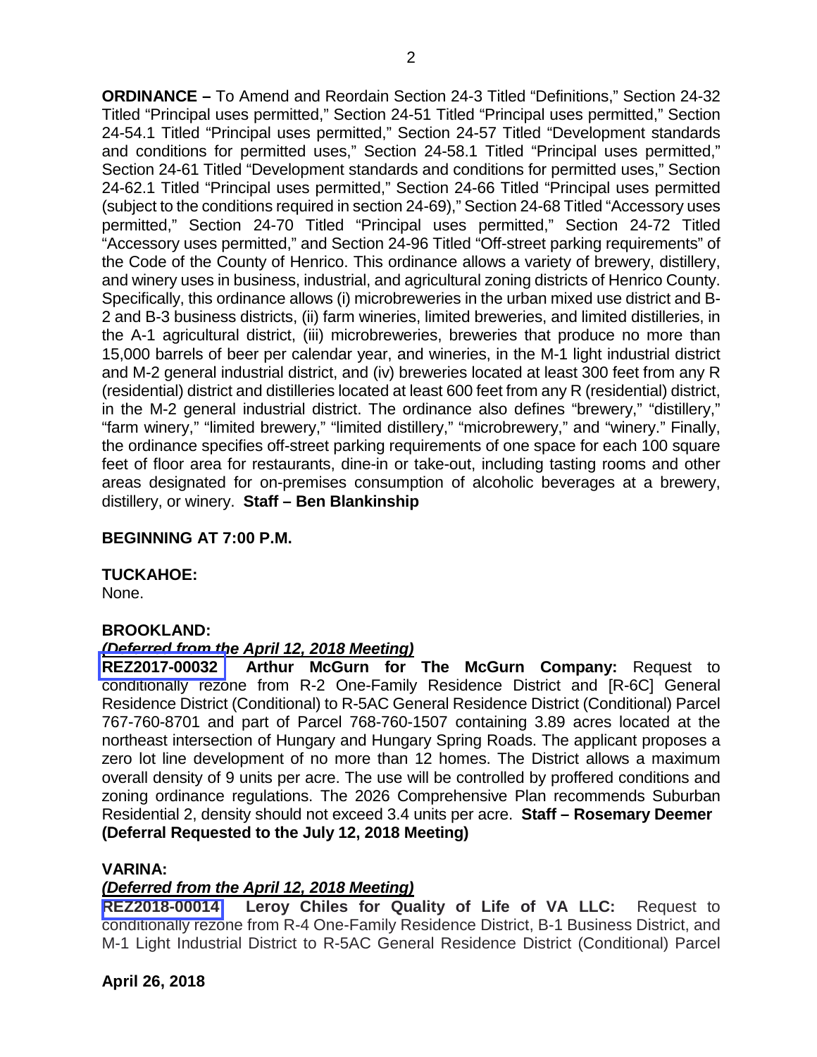**ORDINANCE –** To Amend and Reordain Section 24-3 Titled "Definitions," Section 24-32 Titled "Principal uses permitted," Section 24-51 Titled "Principal uses permitted," Section 24-54.1 Titled "Principal uses permitted," Section 24-57 Titled "Development standards and conditions for permitted uses," Section 24-58.1 Titled "Principal uses permitted," Section 24-61 Titled "Development standards and conditions for permitted uses," Section 24-62.1 Titled "Principal uses permitted," Section 24-66 Titled "Principal uses permitted (subject to the conditions required in section 24-69)," Section 24-68 Titled "Accessory uses permitted," Section 24-70 Titled "Principal uses permitted," Section 24-72 Titled "Accessory uses permitted," and Section 24-96 Titled "Off-street parking requirements" of the Code of the County of Henrico. This ordinance allows a variety of brewery, distillery, and winery uses in business, industrial, and agricultural zoning districts of Henrico County. Specifically, this ordinance allows (i) microbreweries in the urban mixed use district and B-2 and B-3 business districts, (ii) farm wineries, limited breweries, and limited distilleries, in the A-1 agricultural district, (iii) microbreweries, breweries that produce no more than 15,000 barrels of beer per calendar year, and wineries, in the M-1 light industrial district and M-2 general industrial district, and (iv) breweries located at least 300 feet from any R (residential) district and distilleries located at least 600 feet from any R (residential) district, in the M-2 general industrial district. The ordinance also defines "brewery," "distillery," "farm winery," "limited brewery," "limited distillery," "microbrewery," and "winery." Finally, the ordinance specifies off-street parking requirements of one space for each 100 square feet of floor area for restaurants, dine-in or take-out, including tasting rooms and other areas designated for on-premises consumption of alcoholic beverages at a brewery, distillery, or winery. **Staff – Ben Blankinship**

**BEGINNING AT 7:00 P.M.**

**TUCKAHOE:**
None.

**BROOKLAND:**
***(Deferred from the April 12, 2018 Meeting)***
**REZ2017-00032 Arthur McGurn for The McGurn Company:** Request to conditionally rezone from R-2 One-Family Residence District and [R-6C] General Residence District (Conditional) to R-5AC General Residence District (Conditional) Parcel 767-760-8701 and part of Parcel 768-760-1507 containing 3.89 acres located at the northeast intersection of Hungary and Hungary Spring Roads. The applicant proposes a zero lot line development of no more than 12 homes. The District allows a maximum overall density of 9 units per acre. The use will be controlled by proffered conditions and zoning ordinance regulations. The 2026 Comprehensive Plan recommends Suburban Residential 2, density should not exceed 3.4 units per acre. **Staff – Rosemary Deemer (Deferral Requested to the July 12, 2018 Meeting)**

**VARINA:**
***(Deferred from the April 12, 2018 Meeting)***
**REZ2018-00014 Leroy Chiles for Quality of Life of VA LLC:** Request to conditionally rezone from R-4 One-Family Residence District, B-1 Business District, and M-1 Light Industrial District to R-5AC General Residence District (Conditional) Parcel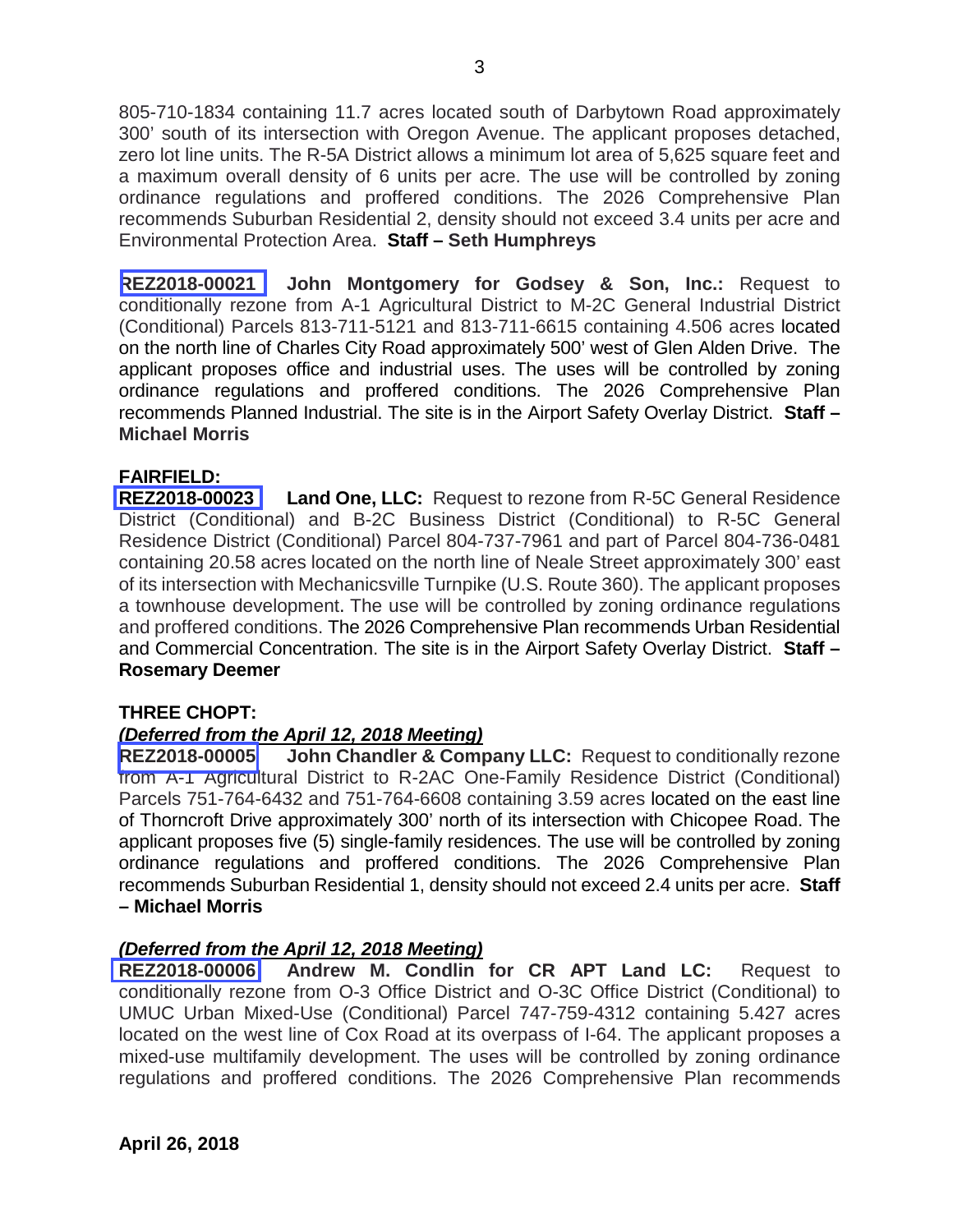805-710-1834 containing 11.7 acres located south of Darbytown Road approximately 300' south of its intersection with Oregon Avenue. The applicant proposes detached, zero lot line units. The R-5A District allows a minimum lot area of 5,625 square feet and a maximum overall density of 6 units per acre. The use will be controlled by zoning ordinance regulations and proffered conditions. The 2026 Comprehensive Plan recommends Suburban Residential 2, density should not exceed 3.4 units per acre and Environmental Protection Area. **Staff – Seth Humphreys**

**REZ2018-00021 John Montgomery for Godsey & Son, Inc.:** Request to conditionally rezone from A-1 Agricultural District to M-2C General Industrial District (Conditional) Parcels 813-711-5121 and 813-711-6615 containing 4.506 acres located on the north line of Charles City Road approximately 500' west of Glen Alden Drive. The applicant proposes office and industrial uses. The uses will be controlled by zoning ordinance regulations and proffered conditions. The 2026 Comprehensive Plan recommends Planned Industrial. The site is in the Airport Safety Overlay District. **Staff – Michael Morris**

**FAIRFIELD:**

**REZ2018-00023 Land One, LLC:** Request to rezone from R-5C General Residence District (Conditional) and B-2C Business District (Conditional) to R-5C General Residence District (Conditional) Parcel 804-737-7961 and part of Parcel 804-736-0481 containing 20.58 acres located on the north line of Neale Street approximately 300' east of its intersection with Mechanicsville Turnpike (U.S. Route 360). The applicant proposes a townhouse development. The use will be controlled by zoning ordinance regulations and proffered conditions. The 2026 Comprehensive Plan recommends Urban Residential and Commercial Concentration. The site is in the Airport Safety Overlay District. **Staff – Rosemary Deemer**

**THREE CHOPT:**

***(Deferred from the April 12, 2018 Meeting)***

**REZ2018-00005 John Chandler & Company LLC:** Request to conditionally rezone from A-1 Agricultural District to R-2AC One-Family Residence District (Conditional) Parcels 751-764-6432 and 751-764-6608 containing 3.59 acres located on the east line of Thorncroft Drive approximately 300' north of its intersection with Chicopee Road. The applicant proposes five (5) single-family residences. The use will be controlled by zoning ordinance regulations and proffered conditions. The 2026 Comprehensive Plan recommends Suburban Residential 1, density should not exceed 2.4 units per acre. **Staff – Michael Morris**

***(Deferred from the April 12, 2018 Meeting)***

**REZ2018-00006 Andrew M. Condlin for CR APT Land LC:** Request to conditionally rezone from O-3 Office District and O-3C Office District (Conditional) to UMUC Urban Mixed-Use (Conditional) Parcel 747-759-4312 containing 5.427 acres located on the west line of Cox Road at its overpass of I-64. The applicant proposes a mixed-use multifamily development. The uses will be controlled by zoning ordinance regulations and proffered conditions. The 2026 Comprehensive Plan recommends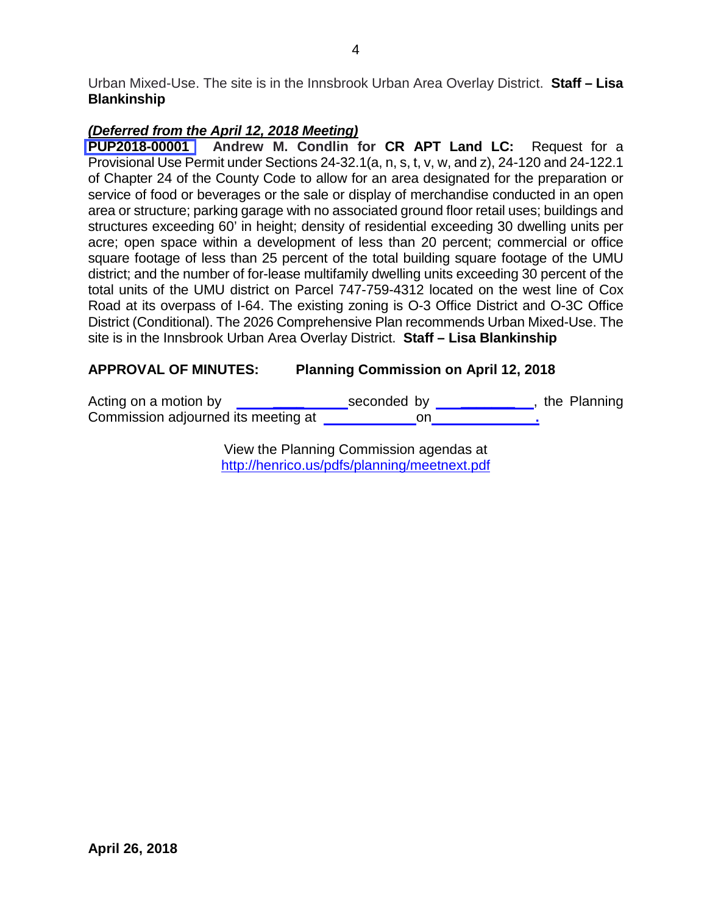Urban Mixed-Use. The site is in the Innsbrook Urban Area Overlay District. **Staff – Lisa Blankinship**

***(Deferred from the April 12, 2018 Meeting)***
**PUP2018-00001 Andrew M. Condlin for CR APT Land LC:** Request for a Provisional Use Permit under Sections 24-32.1(a, n, s, t, v, w, and z), 24-120 and 24-122.1 of Chapter 24 of the County Code to allow for an area designated for the preparation or service of food or beverages or the sale or display of merchandise conducted in an open area or structure; parking garage with no associated ground floor retail uses; buildings and structures exceeding 60' in height; density of residential exceeding 30 dwelling units per acre; open space within a development of less than 20 percent; commercial or office square footage of less than 25 percent of the total building square footage of the UMU district; and the number of for-lease multifamily dwelling units exceeding 30 percent of the total units of the UMU district on Parcel 747-759-4312 located on the west line of Cox Road at its overpass of I-64. The existing zoning is O-3 Office District and O-3C Office District (Conditional). The 2026 Comprehensive Plan recommends Urban Mixed-Use. The site is in the Innsbrook Urban Area Overlay District. **Staff – Lisa Blankinship**

**APPROVAL OF MINUTES: Planning Commission on April 12, 2018**

Acting on a motion by ____________ seconded by ____________, the Planning Commission adjourned its meeting at ____________ on ____________.

View the Planning Commission agendas at
http://henrico.us/pdfs/planning/meetnext.pdf

**April 26, 2018**